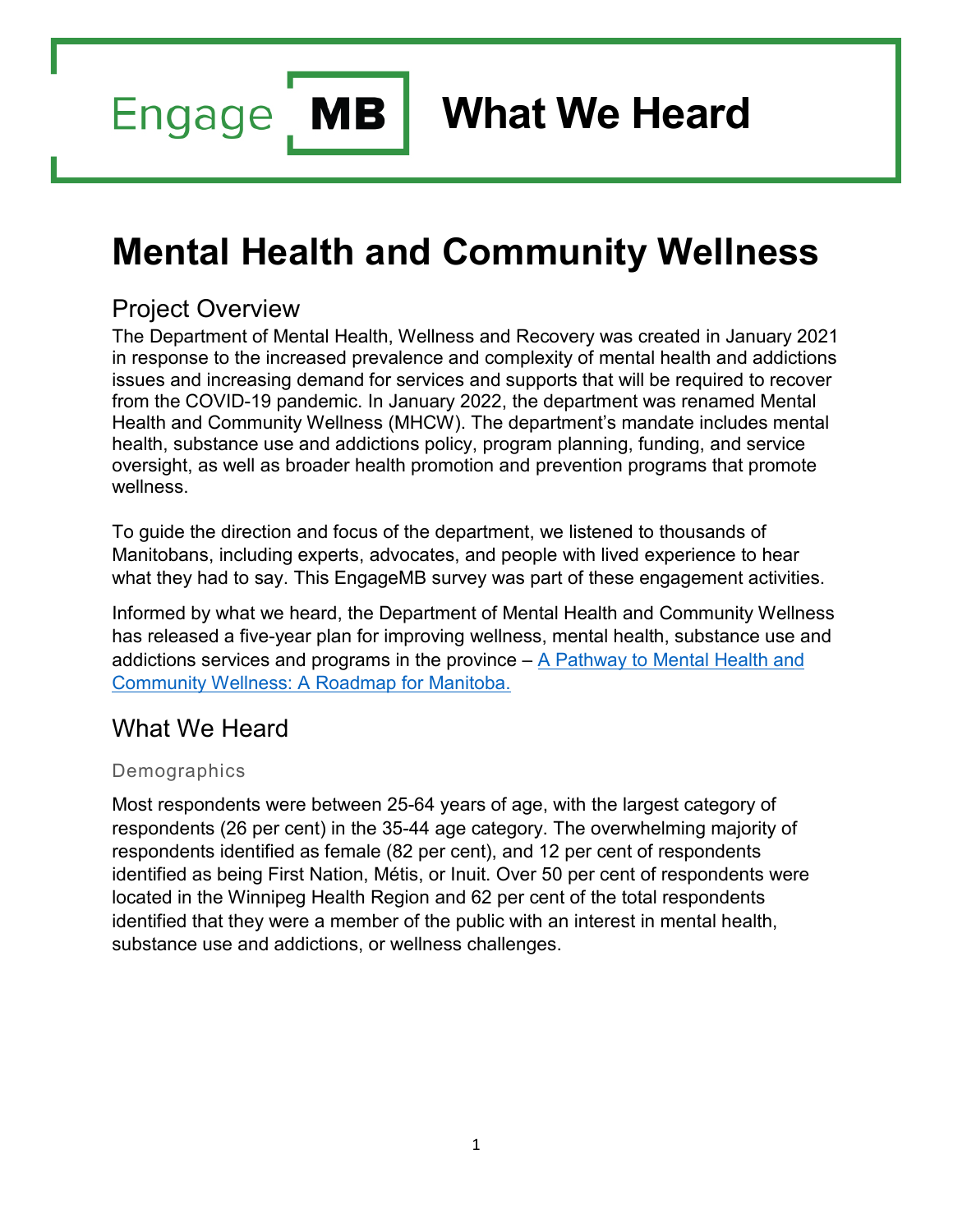Engage MB **What We Heard**

# Mental Health and Community Wellness

## Project Overview

The Department of Mental Health, Wellness and Recovery was created in January 2021 in response to the increased prevalence and complexity of mental health and addictions issues and increasing demand for services and supports that will be required to recover from the COVID-19 pandemic. In January 2022, the department was renamed Mental Health and Community Wellness (MHCW). The department's mandate includes mental health, substance use and addictions policy, program planning, funding, and service oversight, as well as broader health promotion and prevention programs that promote wellness.

To guide the direction and focus of the department, we listened to thousands of Manitobans, including experts, advocates, and people with lived experience to hear what they had to say. This EngageMB survey was part of these engagement activities.

Informed by what we heard, the Department of Mental Health and Community Wellness has released a five-year plan for improving wellness, mental health, substance use and addictions services and programs in the province – A Pathway to Mental Health and Community Wellness: A Roadmap for Manitoba.

## What We Heard

### Demographics

Most respondents were between 25-64 years of age, with the largest category of respondents (26 per cent) in the 35-44 age category. The overwhelming majority of respondents identified as female (82 per cent), and 12 per cent of respondents identified as being First Nation, Métis, or Inuit. Over 50 per cent of respondents were located in the Winnipeg Health Region and 62 per cent of the total respondents identified that they were a member of the public with an interest in mental health, substance use and addictions, or wellness challenges.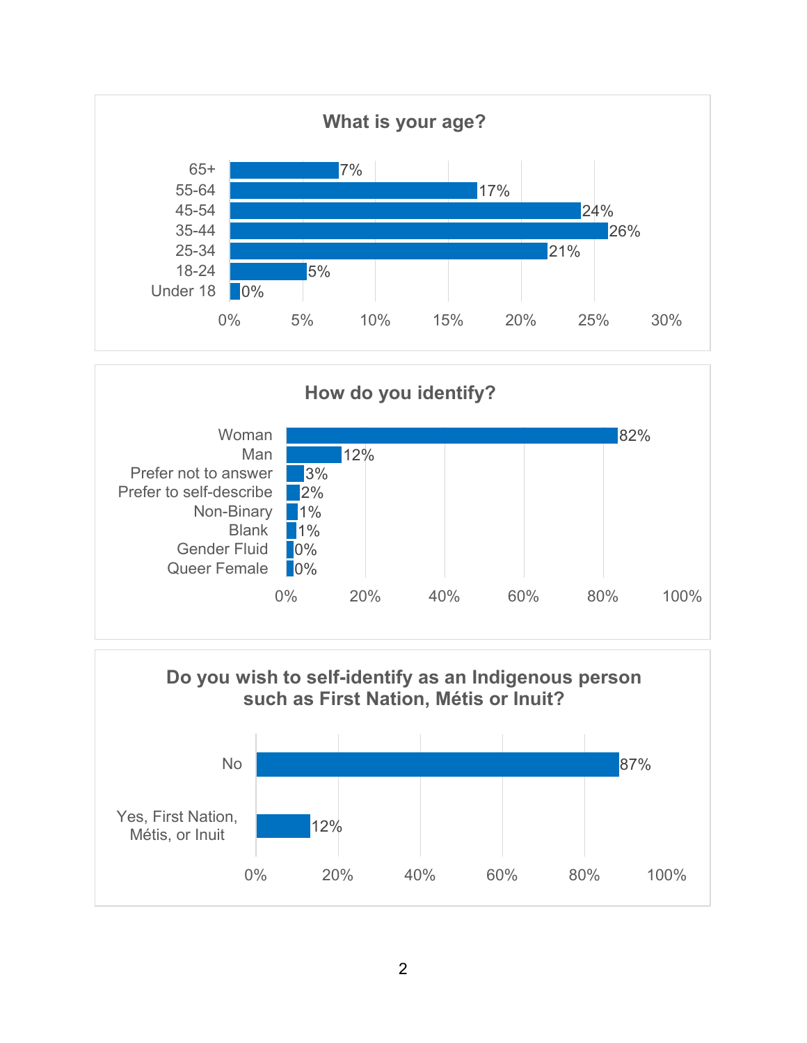## What is your age?

| Age | Percentage |
|---|---|
| 65+ | 7% |
| 55-64 | 17% |
| 45-54 | 24% |
| 35-44 | 26% |
| 25-34 | 21% |
| 18-24 | 5% |
| Under 18 | 0% |

## How do you identify?

| Identity | Percentage |
|---|---|
| Woman | 82% |
| Man | 12% |
| Prefer not to answer | 3% |
| Prefer to self-describe | 2% |
| Non-Binary | 1% |
| Blank | 1% |
| Gender Fluid | 0% |
| Queer Female | 0% |

## Do you wish to self-identify as an Indigenous person such as First Nation, Métis or Inuit?

| Response | Percentage |
|---|---|
| No | 87% |
| Yes, First Nation, Métis, or Inuit | 12% |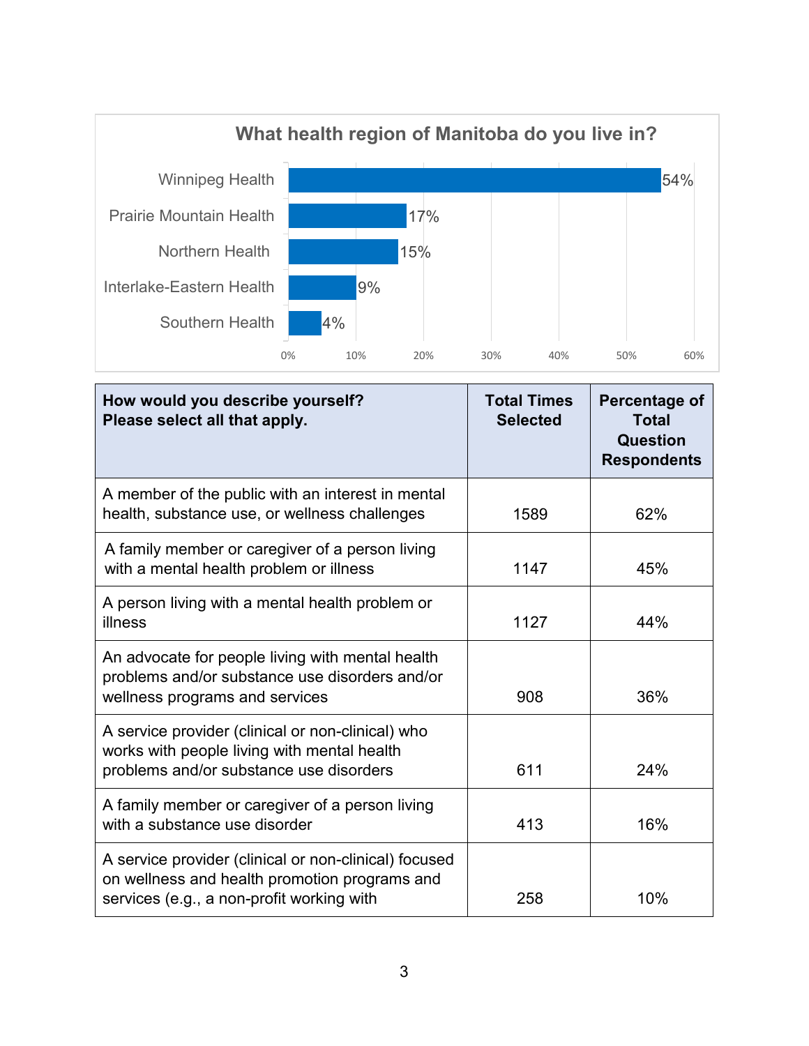**What health region of Manitoba do you live in?**

| Health Region | Percentage |
|---|---|
| Winnipeg Health | 54% |
| Prairie Mountain Health | 17% |
| Northern Health | 15% |
| Interlake-Eastern Health | 9% |
| Southern Health | 4% |

| How would you describe yourself? Please select all that apply. | Total Times Selected | Percentage of Total Question Respondents |
|---|---|---|
| A member of the public with an interest in mental health, substance use, or wellness challenges | 1589 | 62% |
| A family member or caregiver of a person living with a mental health problem or illness | 1147 | 45% |
| A person living with a mental health problem or illness | 1127 | 44% |
| An advocate for people living with mental health problems and/or substance use disorders and/or wellness programs and services | 908 | 36% |
| A service provider (clinical or non-clinical) who works with people living with mental health problems and/or substance use disorders | 611 | 24% |
| A family member or caregiver of a person living with a substance use disorder | 413 | 16% |
| A service provider (clinical or non-clinical) focused on wellness and health promotion programs and services (e.g., a non-profit working with | 258 | 10% |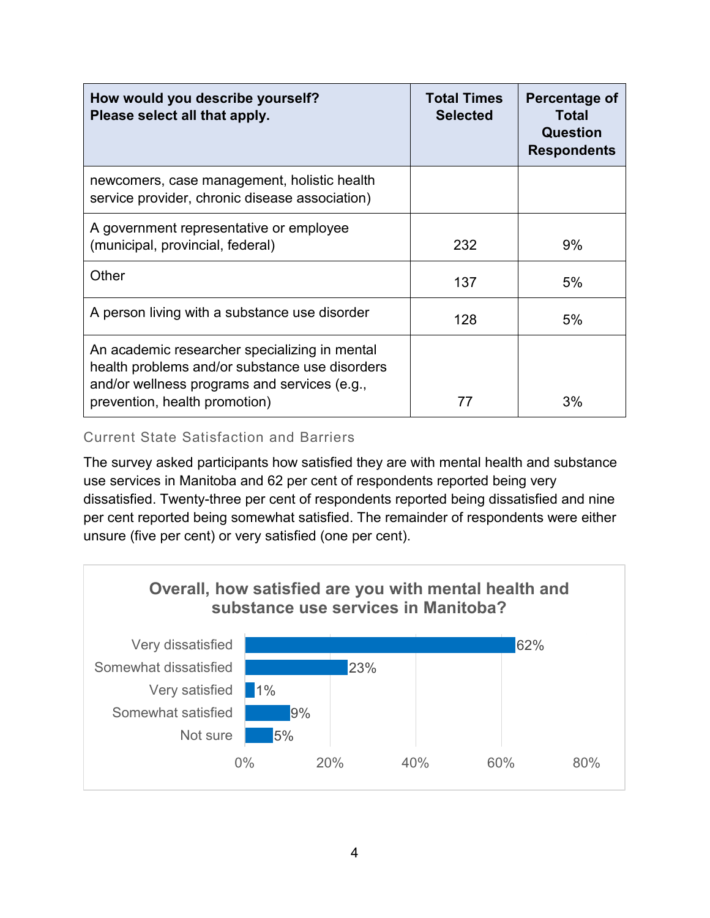| How would you describe yourself? Please select all that apply. | Total Times Selected | Percentage of Total Question Respondents |
|---|---|---|
| newcomers, case management, holistic health service provider, chronic disease association) | | |
| A government representative or employee (municipal, provincial, federal) | 232 | 9% |
| Other | 137 | 5% |
| A person living with a substance use disorder | 128 | 5% |
| An academic researcher specializing in mental health problems and/or substance use disorders and/or wellness programs and services (e.g., prevention, health promotion) | 77 | 3% |

### Current State Satisfaction and Barriers

The survey asked participants how satisfied they are with mental health and substance use services in Manitoba and 62 per cent of respondents reported being very dissatisfied. Twenty-three per cent of respondents reported being dissatisfied and nine per cent reported being somewhat satisfied. The remainder of respondents were either unsure (five per cent) or very satisfied (one per cent).

**Overall, how satisfied are you with mental health and substance use services in Manitoba?**

| Response | Percentage |
|---|---|
| Very dissatisfied | 62% |
| Somewhat dissatisfied | 23% |
| Very satisfied | 1% |
| Somewhat satisfied | 9% |
| Not sure | 5% |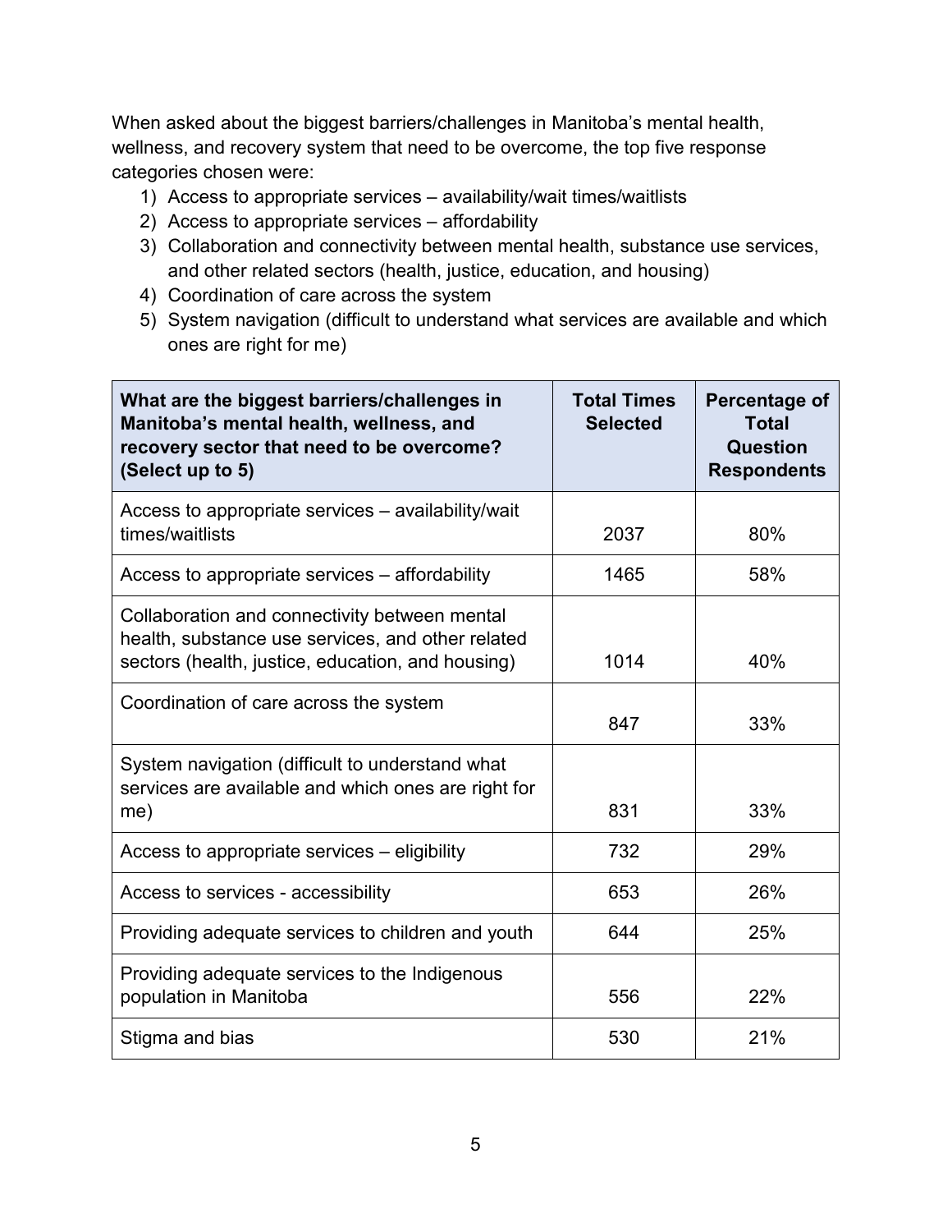When asked about the biggest barriers/challenges in Manitoba's mental health, wellness, and recovery system that need to be overcome, the top five response categories chosen were:

1) Access to appropriate services – availability/wait times/waitlists
2) Access to appropriate services – affordability
3) Collaboration and connectivity between mental health, substance use services, and other related sectors (health, justice, education, and housing)
4) Coordination of care across the system
5) System navigation (difficult to understand what services are available and which ones are right for me)

| What are the biggest barriers/challenges in Manitoba's mental health, wellness, and recovery sector that need to be overcome? (Select up to 5) | Total Times Selected | Percentage of Total Question Respondents |
|---|---|---|
| Access to appropriate services – availability/wait times/waitlists | 2037 | 80% |
| Access to appropriate services – affordability | 1465 | 58% |
| Collaboration and connectivity between mental health, substance use services, and other related sectors (health, justice, education, and housing) | 1014 | 40% |
| Coordination of care across the system | 847 | 33% |
| System navigation (difficult to understand what services are available and which ones are right for me) | 831 | 33% |
| Access to appropriate services – eligibility | 732 | 29% |
| Access to services - accessibility | 653 | 26% |
| Providing adequate services to children and youth | 644 | 25% |
| Providing adequate services to the Indigenous population in Manitoba | 556 | 22% |
| Stigma and bias | 530 | 21% |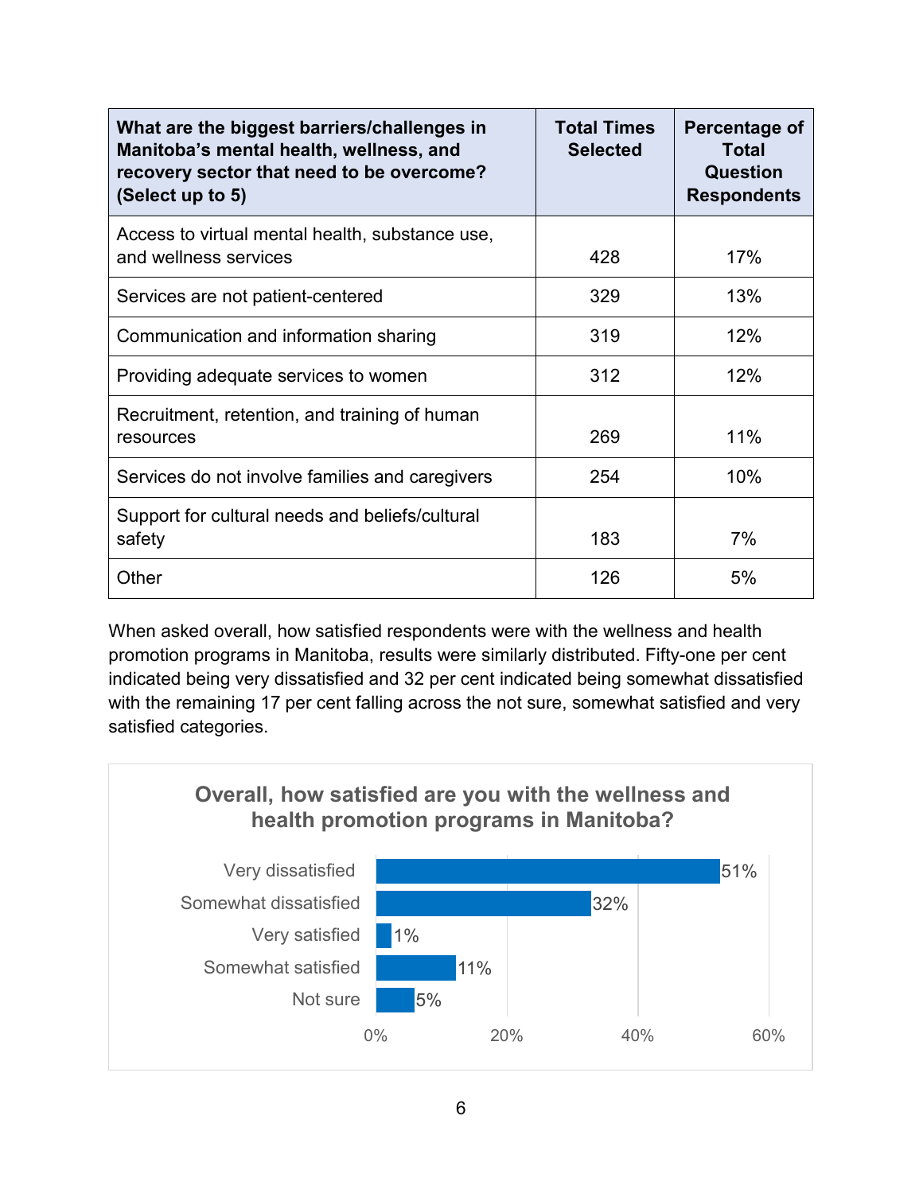| What are the biggest barriers/challenges in Manitoba's mental health, wellness, and recovery sector that need to be overcome? (Select up to 5) | Total Times Selected | Percentage of Total Question Respondents |
|---|---|---|
| Access to virtual mental health, substance use, and wellness services | 428 | 17% |
| Services are not patient-centered | 329 | 13% |
| Communication and information sharing | 319 | 12% |
| Providing adequate services to women | 312 | 12% |
| Recruitment, retention, and training of human resources | 269 | 11% |
| Services do not involve families and caregivers | 254 | 10% |
| Support for cultural needs and beliefs/cultural safety | 183 | 7% |
| Other | 126 | 5% |

When asked overall, how satisfied respondents were with the wellness and health promotion programs in Manitoba, results were similarly distributed. Fifty-one per cent indicated being very dissatisfied and 32 per cent indicated being somewhat dissatisfied with the remaining 17 per cent falling across the not sure, somewhat satisfied and very satisfied categories.

**Overall, how satisfied are you with the wellness and health promotion programs in Manitoba?**

| Response | Percentage |
|---|---|
| Very dissatisfied | 51% |
| Somewhat dissatisfied | 32% |
| Very satisfied | 1% |
| Somewhat satisfied | 11% |
| Not sure | 5% |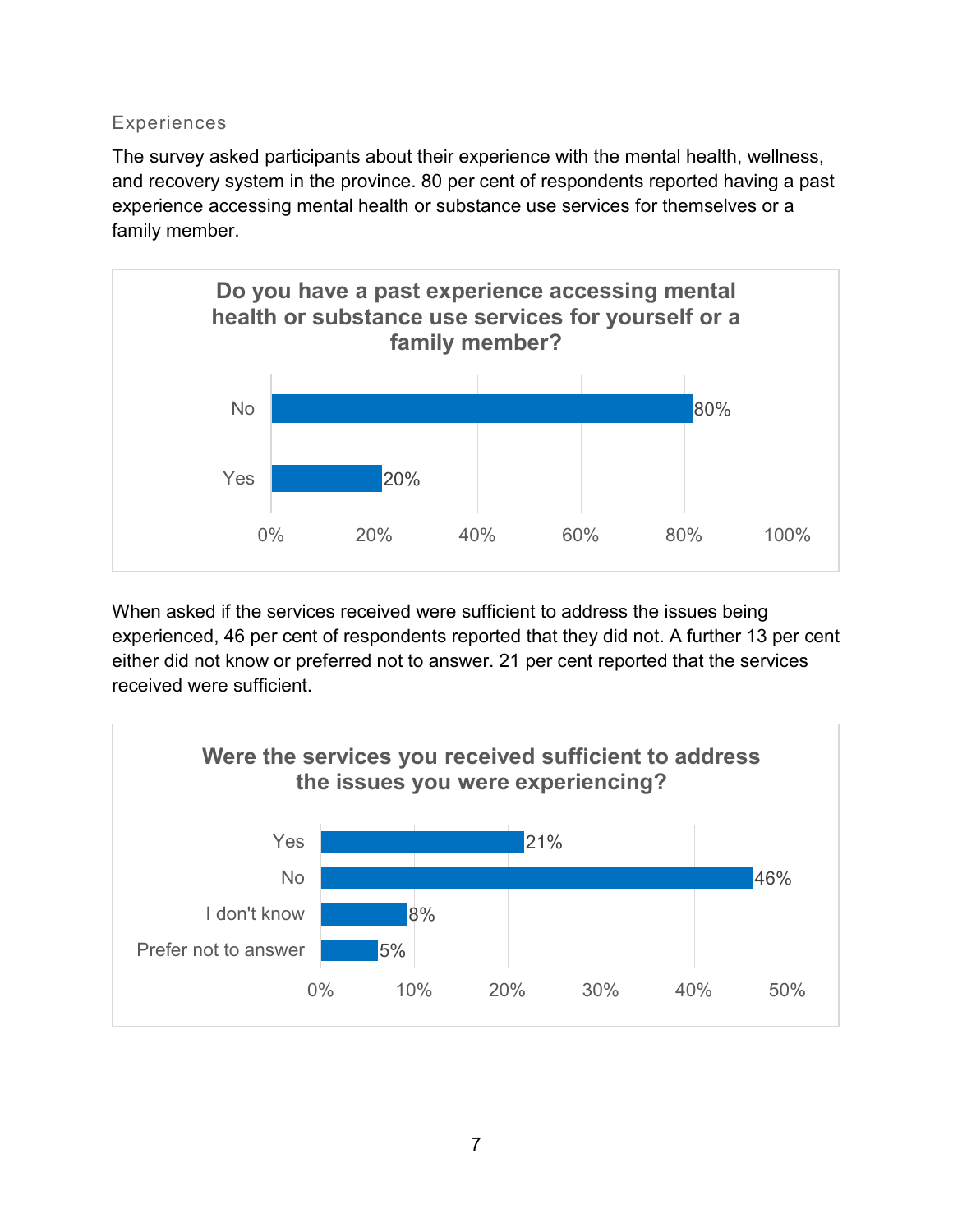### Experiences

The survey asked participants about their experience with the mental health, wellness, and recovery system in the province. 80 per cent of respondents reported having a past experience accessing mental health or substance use services for themselves or a family member.

**Do you have a past experience accessing mental health or substance use services for yourself or a family member?**

| Response | Percentage |
| --- | --- |
| No | 80% |
| Yes | 20% |

When asked if the services received were sufficient to address the issues being experienced, 46 per cent of respondents reported that they did not. A further 13 per cent either did not know or preferred not to answer. 21 per cent reported that the services received were sufficient.

**Were the services you received sufficient to address the issues you were experiencing?**

| Response | Percentage |
| --- | --- |
| Yes | 21% |
| No | 46% |
| I don't know | 8% |
| Prefer not to answer | 5% |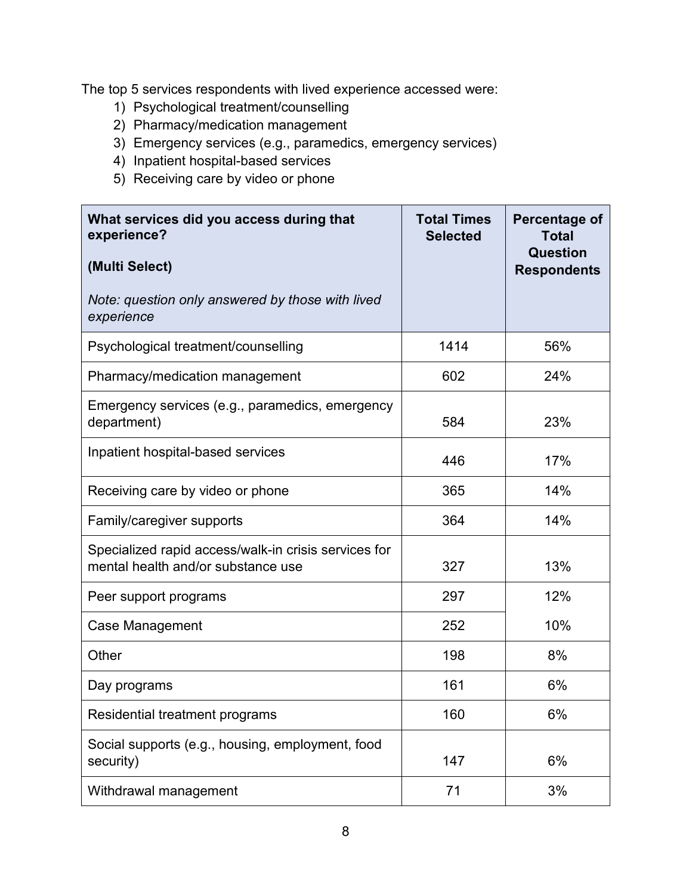The top 5 services respondents with lived experience accessed were:

1) Psychological treatment/counselling
2) Pharmacy/medication management
3) Emergency services (e.g., paramedics, emergency services)
4) Inpatient hospital-based services
5) Receiving care by video or phone

| **What services did you access during that experience?**<br><br>**(Multi Select)**<br><br>*Note: question only answered by those with lived experience* | **Total Times Selected** | **Percentage of Total Question Respondents** |
|---|---|---|
| Psychological treatment/counselling | 1414 | 56% |
| Pharmacy/medication management | 602 | 24% |
| Emergency services (e.g., paramedics, emergency department) | 584 | 23% |
| Inpatient hospital-based services | 446 | 17% |
| Receiving care by video or phone | 365 | 14% |
| Family/caregiver supports | 364 | 14% |
| Specialized rapid access/walk-in crisis services for mental health and/or substance use | 327 | 13% |
| Peer support programs | 297 | 12% |
| Case Management | 252 | 10% |
| Other | 198 | 8% |
| Day programs | 161 | 6% |
| Residential treatment programs | 160 | 6% |
| Social supports (e.g., housing, employment, food security) | 147 | 6% |
| Withdrawal management | 71 | 3% |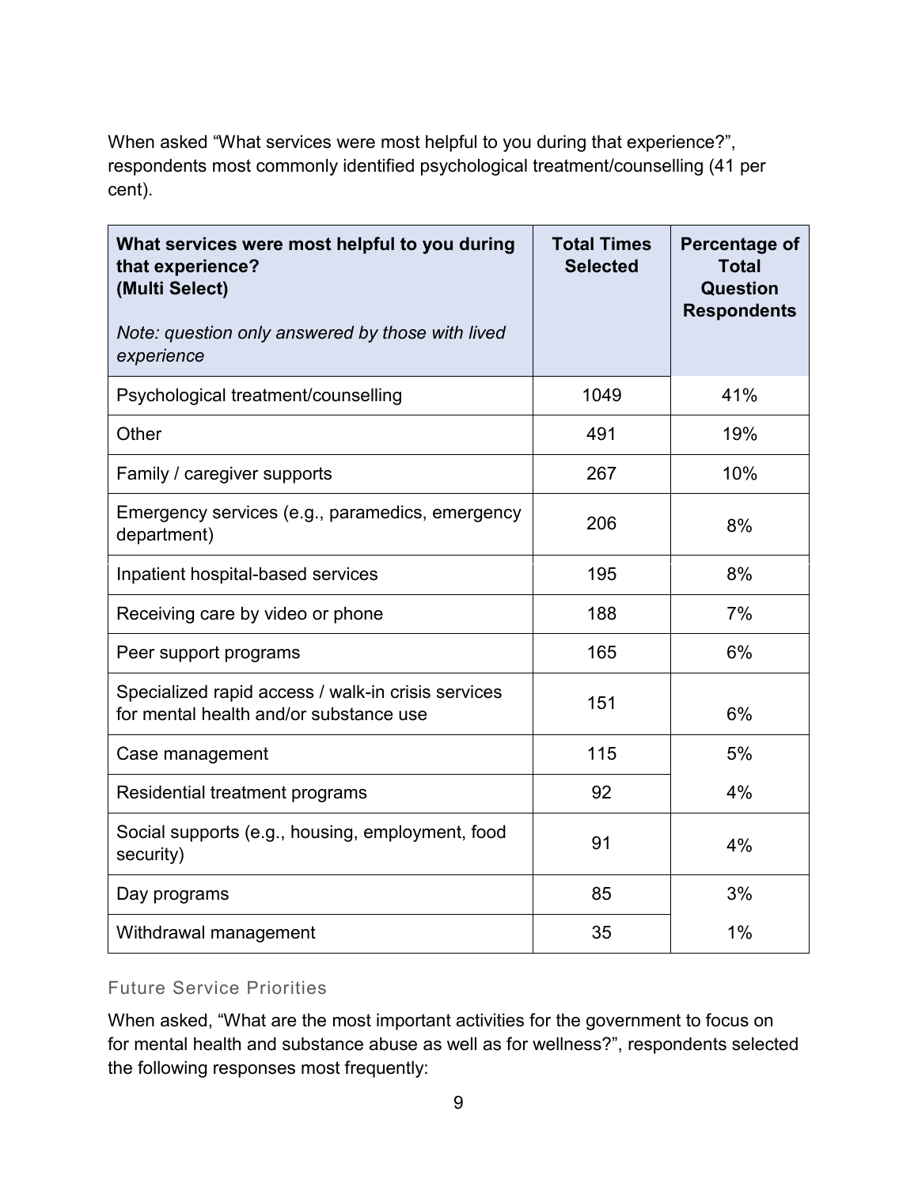When asked "What services were most helpful to you during that experience?", respondents most commonly identified psychological treatment/counselling (41 per cent).

| **What services were most helpful to you during that experience? (Multi Select)** *Note: question only answered by those with lived experience* | **Total Times Selected** | **Percentage of Total Question Respondents** |
|---|---|---|
| Psychological treatment/counselling | 1049 | 41% |
| Other | 491 | 19% |
| Family / caregiver supports | 267 | 10% |
| Emergency services (e.g., paramedics, emergency department) | 206 | 8% |
| Inpatient hospital-based services | 195 | 8% |
| Receiving care by video or phone | 188 | 7% |
| Peer support programs | 165 | 6% |
| Specialized rapid access / walk-in crisis services for mental health and/or substance use | 151 | 6% |
| Case management | 115 | 5% |
| Residential treatment programs | 92 | 4% |
| Social supports (e.g., housing, employment, food security) | 91 | 4% |
| Day programs | 85 | 3% |
| Withdrawal management | 35 | 1% |

### Future Service Priorities

When asked, "What are the most important activities for the government to focus on for mental health and substance abuse as well as for wellness?", respondents selected the following responses most frequently: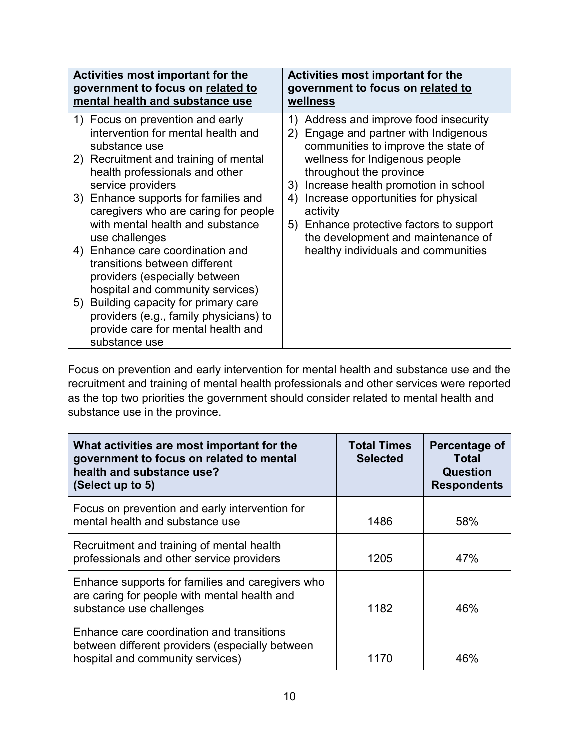| **Activities most important for the government to focus on <u>related to mental health and substance use</u>** | **Activities most important for the government to focus on <u>related to wellness</u>** |
|---|---|
| 1) Focus on prevention and early intervention for mental health and substance use<br>2) Recruitment and training of mental health professionals and other service providers<br>3) Enhance supports for families and caregivers who are caring for people with mental health and substance use challenges<br>4) Enhance care coordination and transitions between different providers (especially between hospital and community services)<br>5) Building capacity for primary care providers (e.g., family physicians) to provide care for mental health and substance use | 1) Address and improve food insecurity<br>2) Engage and partner with Indigenous communities to improve the state of wellness for Indigenous people throughout the province<br>3) Increase health promotion in school<br>4) Increase opportunities for physical activity<br>5) Enhance protective factors to support the development and maintenance of healthy individuals and communities |

Focus on prevention and early intervention for mental health and substance use and the recruitment and training of mental health professionals and other services were reported as the top two priorities the government should consider related to mental health and substance use in the province.

| **What activities are most important for the government to focus on related to mental health and substance use? (Select up to 5)** | **Total Times Selected** | **Percentage of Total Question Respondents** |
|---|---|---|
| Focus on prevention and early intervention for mental health and substance use | 1486 | 58% |
| Recruitment and training of mental health professionals and other service providers | 1205 | 47% |
| Enhance supports for families and caregivers who are caring for people with mental health and substance use challenges | 1182 | 46% |
| Enhance care coordination and transitions between different providers (especially between hospital and community services) | 1170 | 46% |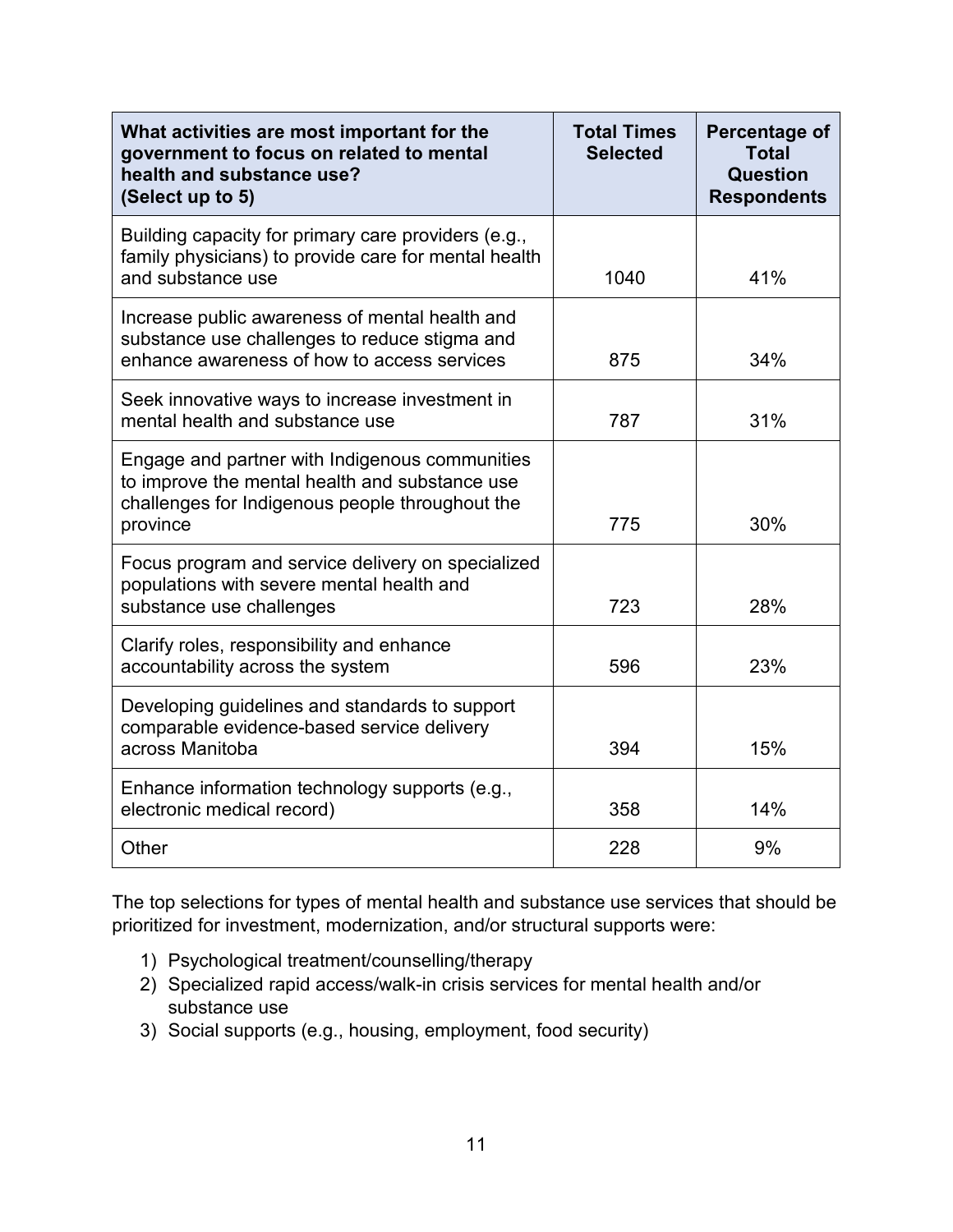| What activities are most important for the government to focus on related to mental health and substance use? (Select up to 5) | Total Times Selected | Percentage of Total Question Respondents |
|---|---|---|
| Building capacity for primary care providers (e.g., family physicians) to provide care for mental health and substance use | 1040 | 41% |
| Increase public awareness of mental health and substance use challenges to reduce stigma and enhance awareness of how to access services | 875 | 34% |
| Seek innovative ways to increase investment in mental health and substance use | 787 | 31% |
| Engage and partner with Indigenous communities to improve the mental health and substance use challenges for Indigenous people throughout the province | 775 | 30% |
| Focus program and service delivery on specialized populations with severe mental health and substance use challenges | 723 | 28% |
| Clarify roles, responsibility and enhance accountability across the system | 596 | 23% |
| Developing guidelines and standards to support comparable evidence-based service delivery across Manitoba | 394 | 15% |
| Enhance information technology supports (e.g., electronic medical record) | 358 | 14% |
| Other | 228 | 9% |

The top selections for types of mental health and substance use services that should be prioritized for investment, modernization, and/or structural supports were:

1) Psychological treatment/counselling/therapy
2) Specialized rapid access/walk-in crisis services for mental health and/or substance use
3) Social supports (e.g., housing, employment, food security)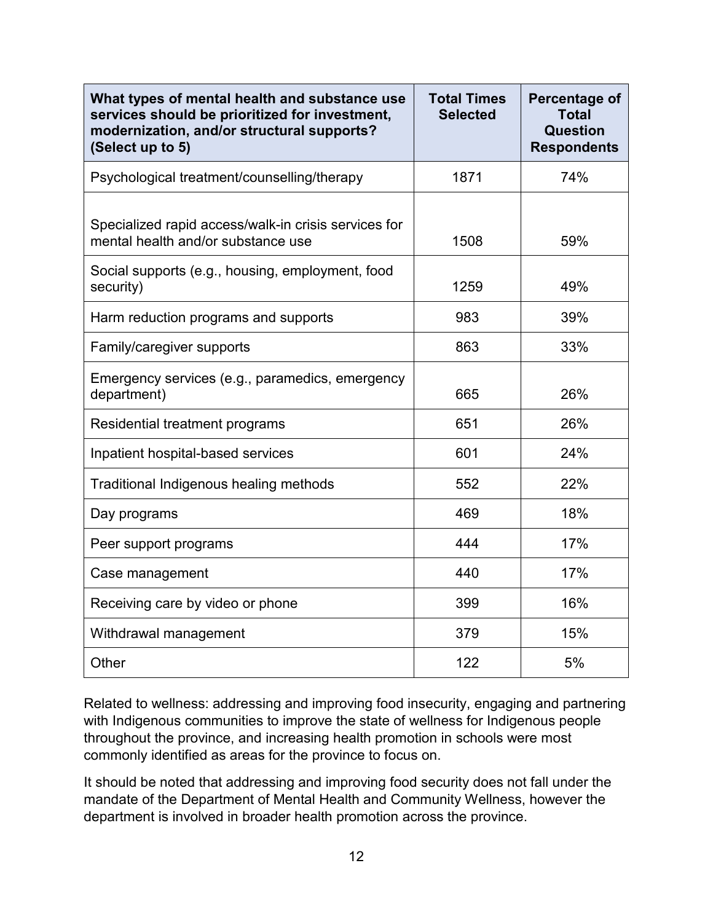| What types of mental health and substance use services should be prioritized for investment, modernization, and/or structural supports? (Select up to 5) | Total Times Selected | Percentage of Total Question Respondents |
|---|---|---|
| Psychological treatment/counselling/therapy | 1871 | 74% |
| Specialized rapid access/walk-in crisis services for mental health and/or substance use | 1508 | 59% |
| Social supports (e.g., housing, employment, food security) | 1259 | 49% |
| Harm reduction programs and supports | 983 | 39% |
| Family/caregiver supports | 863 | 33% |
| Emergency services (e.g., paramedics, emergency department) | 665 | 26% |
| Residential treatment programs | 651 | 26% |
| Inpatient hospital-based services | 601 | 24% |
| Traditional Indigenous healing methods | 552 | 22% |
| Day programs | 469 | 18% |
| Peer support programs | 444 | 17% |
| Case management | 440 | 17% |
| Receiving care by video or phone | 399 | 16% |
| Withdrawal management | 379 | 15% |
| Other | 122 | 5% |

Related to wellness: addressing and improving food insecurity, engaging and partnering with Indigenous communities to improve the state of wellness for Indigenous people throughout the province, and increasing health promotion in schools were most commonly identified as areas for the province to focus on.

It should be noted that addressing and improving food security does not fall under the mandate of the Department of Mental Health and Community Wellness, however the department is involved in broader health promotion across the province.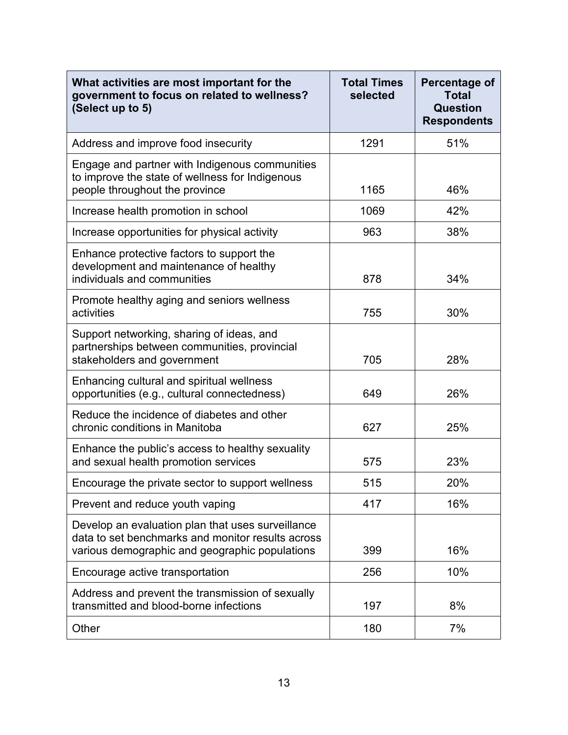| What activities are most important for the government to focus on related to wellness? (Select up to 5) | Total Times selected | Percentage of Total Question Respondents |
| --- | --- | --- |
| Address and improve food insecurity | 1291 | 51% |
| Engage and partner with Indigenous communities to improve the state of wellness for Indigenous people throughout the province | 1165 | 46% |
| Increase health promotion in school | 1069 | 42% |
| Increase opportunities for physical activity | 963 | 38% |
| Enhance protective factors to support the development and maintenance of healthy individuals and communities | 878 | 34% |
| Promote healthy aging and seniors wellness activities | 755 | 30% |
| Support networking, sharing of ideas, and partnerships between communities, provincial stakeholders and government | 705 | 28% |
| Enhancing cultural and spiritual wellness opportunities (e.g., cultural connectedness) | 649 | 26% |
| Reduce the incidence of diabetes and other chronic conditions in Manitoba | 627 | 25% |
| Enhance the public's access to healthy sexuality and sexual health promotion services | 575 | 23% |
| Encourage the private sector to support wellness | 515 | 20% |
| Prevent and reduce youth vaping | 417 | 16% |
| Develop an evaluation plan that uses surveillance data to set benchmarks and monitor results across various demographic and geographic populations | 399 | 16% |
| Encourage active transportation | 256 | 10% |
| Address and prevent the transmission of sexually transmitted and blood-borne infections | 197 | 8% |
| Other | 180 | 7% |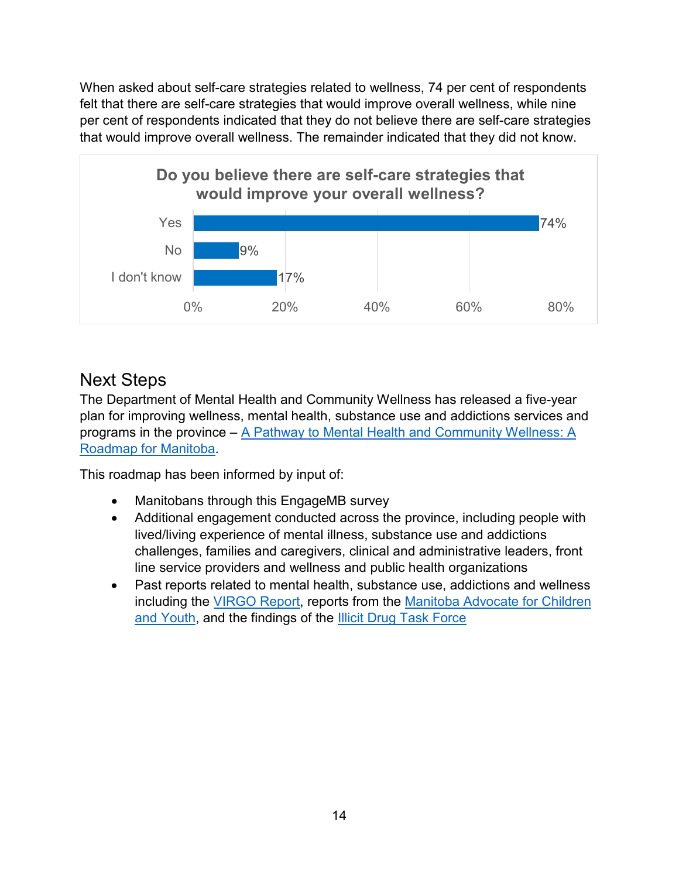When asked about self-care strategies related to wellness, 74 per cent of respondents felt that there are self-care strategies that would improve overall wellness, while nine per cent of respondents indicated that they do not believe there are self-care strategies that would improve overall wellness. The remainder indicated that they did not know.

**Do you believe there are self-care strategies that would improve your overall wellness?**

Yes 74%
No 9%
I don't know 17%

0% 20% 40% 60% 80%

## Next Steps

The Department of Mental Health and Community Wellness has released a five-year plan for improving wellness, mental health, substance use and addictions services and programs in the province – A Pathway to Mental Health and Community Wellness: A Roadmap for Manitoba.

This roadmap has been informed by input of:

- Manitobans through this EngageMB survey
- Additional engagement conducted across the province, including people with lived/living experience of mental illness, substance use and addictions challenges, families and caregivers, clinical and administrative leaders, front line service providers and wellness and public health organizations
- Past reports related to mental health, substance use, addictions and wellness including the VIRGO Report, reports from the Manitoba Advocate for Children and Youth, and the findings of the Illicit Drug Task Force